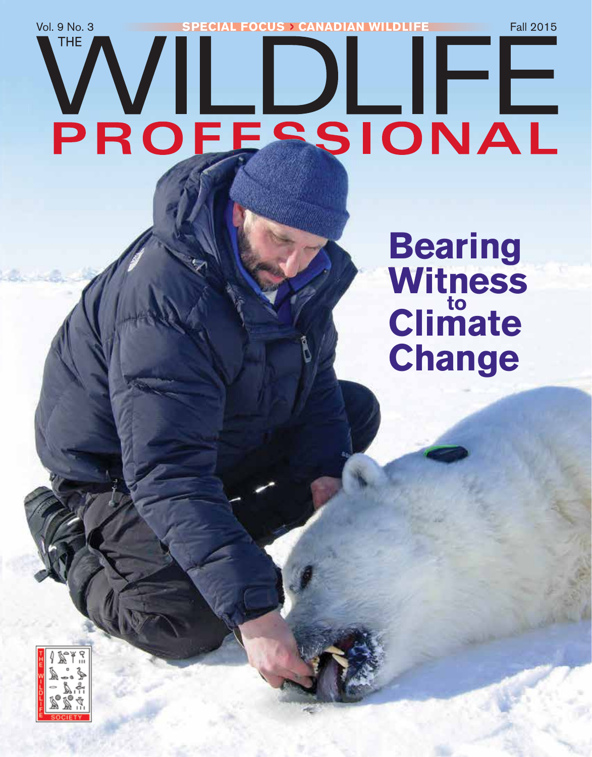Vol. 9 No. 3

**SPECIAL FOCUS › CANADIAN WILDLIFE**

Fall 2015

# THE WILDLIFE PROFESSIONAL

## Bearing Witness to Climate Change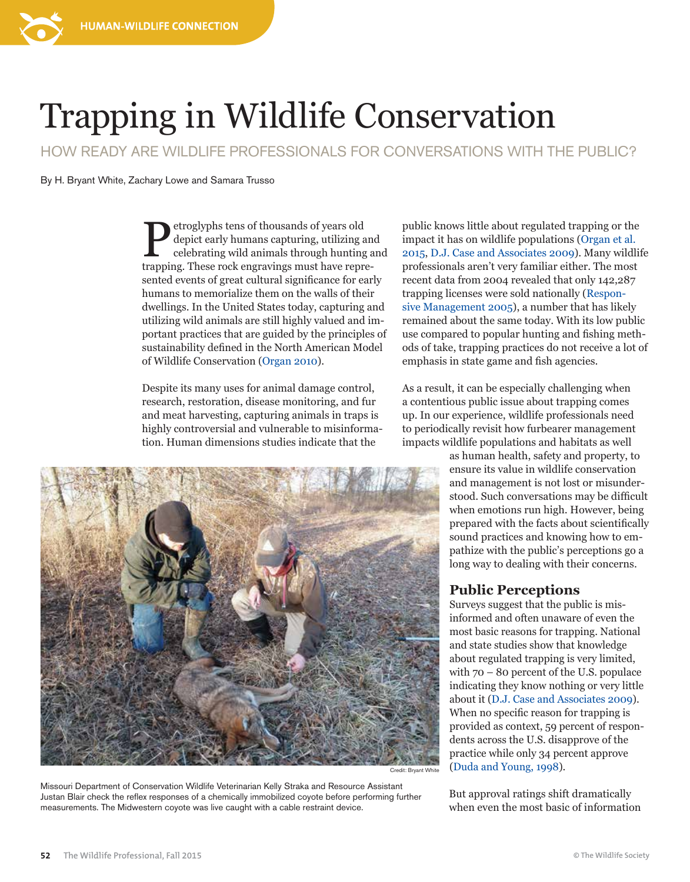# Trapping in Wildlife Conservation

## HOW READY ARE WILDLIFE PROFESSIONALS FOR CONVERSATIONS WITH THE PUBLIC?

By H. Bryant White, Zachary Lowe and Samara Trusso

Petroglyphs tens of thousands of years old depict early humans capturing, utilizing and celebrating wild animals through hunting and trapping. These rock engravings must have represented events of great cultural significance for early humans to memorialize them on the walls of their dwellings. In the United States today, capturing and utilizing wild animals are still highly valued and important practices that are guided by the principles of sustainability defined in the North American Model of Wildlife Conservation (Organ 2010).

Despite its many uses for animal damage control, research, restoration, disease monitoring, and fur and meat harvesting, capturing animals in traps is highly controversial and vulnerable to misinformation. Human dimensions studies indicate that the public knows little about regulated trapping or the impact it has on wildlife populations (Organ et al. 2015, D.J. Case and Associates 2009). Many wildlife professionals aren't very familiar either. The most recent data from 2004 revealed that only 142,287 trapping licenses were sold nationally (Responsive Management 2005), a number that has likely remained about the same today. With its low public use compared to popular hunting and fishing methods of take, trapping practices do not receive a lot of emphasis in state game and fish agencies.

As a result, it can be especially challenging when a contentious public issue about trapping comes up. In our experience, wildlife professionals need to periodically revisit how furbearer management impacts wildlife populations and habitats as well as human health, safety and property, to ensure its value in wildlife conservation and management is not lost or misunderstood. Such conversations may be difficult when emotions run high. However, being prepared with the facts about scientifically sound practices and knowing how to empathize with the public's perceptions go a long way to dealing with their concerns.

Credit: Bryant White

Missouri Department of Conservation Wildlife Veterinarian Kelly Straka and Resource Assistant Justan Blair check the reflex responses of a chemically immobilized coyote before performing further measurements. The Midwestern coyote was live caught with a cable restraint device.

### Public Perceptions

Surveys suggest that the public is misinformed and often unaware of even the most basic reasons for trapping. National and state studies show that knowledge about regulated trapping is very limited, with 70 – 80 percent of the U.S. populace indicating they know nothing or very little about it (D.J. Case and Associates 2009). When no specific reason for trapping is provided as context, 59 percent of respondents across the U.S. disapprove of the practice while only 34 percent approve (Duda and Young, 1998).

But approval ratings shift dramatically when even the most basic of information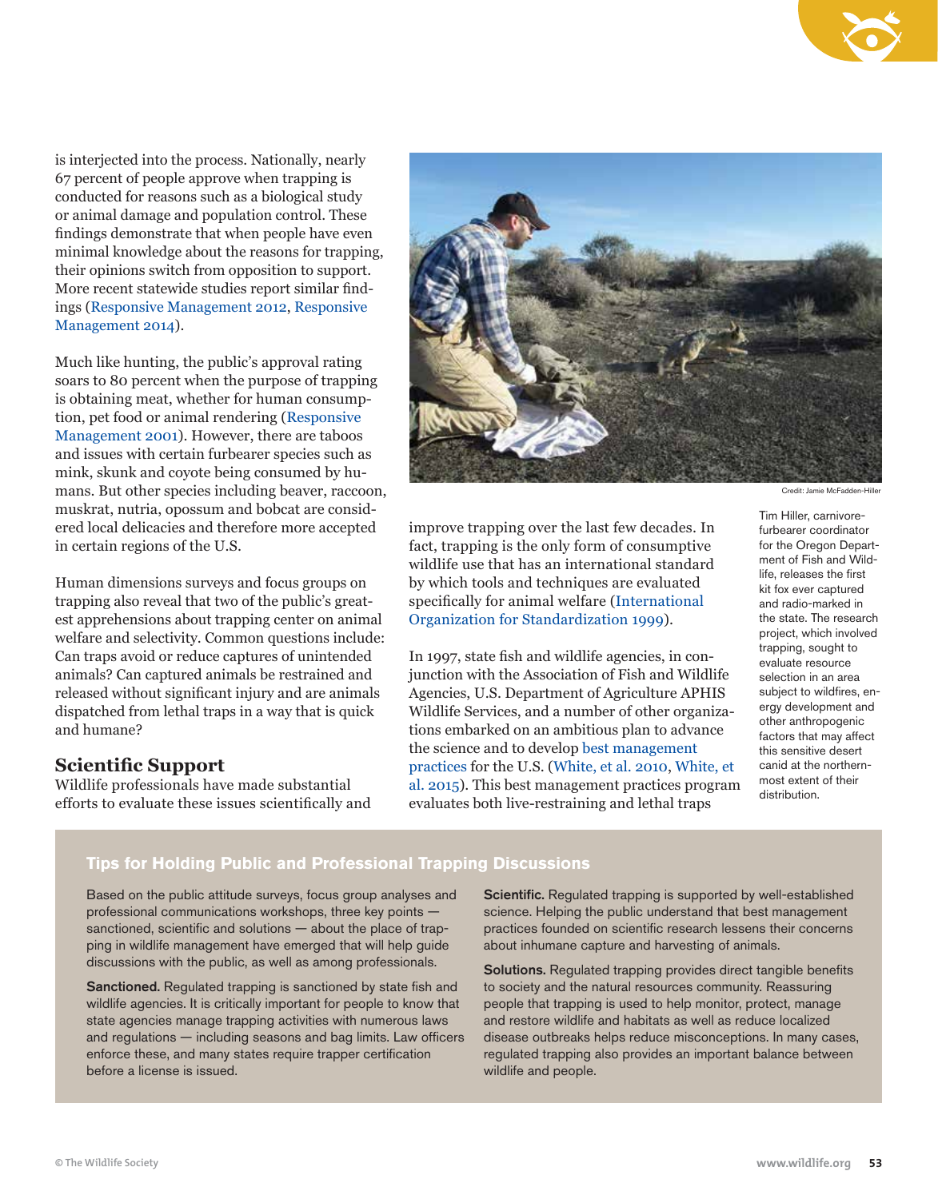is interjected into the process. Nationally, nearly 67 percent of people approve when trapping is conducted for reasons such as a biological study or animal damage and population control. These findings demonstrate that when people have even minimal knowledge about the reasons for trapping, their opinions switch from opposition to support. More recent statewide studies report similar findings (Responsive Management 2012, Responsive Management 2014).

Much like hunting, the public's approval rating soars to 80 percent when the purpose of trapping is obtaining meat, whether for human consumption, pet food or animal rendering (Responsive Management 2001). However, there are taboos and issues with certain furbearer species such as mink, skunk and coyote being consumed by humans. But other species including beaver, raccoon, muskrat, nutria, opossum and bobcat are considered local delicacies and therefore more accepted in certain regions of the U.S.

Human dimensions surveys and focus groups on trapping also reveal that two of the public's greatest apprehensions about trapping center on animal welfare and selectivity. Common questions include: Can traps avoid or reduce captures of unintended animals? Can captured animals be restrained and released without significant injury and are animals dispatched from lethal traps in a way that is quick and humane?

## Scientific Support

Wildlife professionals have made substantial efforts to evaluate these issues scientifically and improve trapping over the last few decades. In fact, trapping is the only form of consumptive wildlife use that has an international standard by which tools and techniques are evaluated specifically for animal welfare (International Organization for Standardization 1999).

In 1997, state fish and wildlife agencies, in conjunction with the Association of Fish and Wildlife Agencies, U.S. Department of Agriculture APHIS Wildlife Services, and a number of other organizations embarked on an ambitious plan to advance the science and to develop best management practices for the U.S. (White, et al. 2010, White, et al. 2015). This best management practices program evaluates both live-restraining and lethal traps

Credit: Jamie McFadden-Hiller

Tim Hiller, carnivore-furbearer coordinator for the Oregon Department of Fish and Wildlife, releases the first kit fox ever captured and radio-marked in the state. The research project, which involved trapping, sought to evaluate resource selection in an area subject to wildfires, energy development and other anthropogenic factors that may affect this sensitive desert canid at the northernmost extent of their distribution.

### Tips for Holding Public and Professional Trapping Discussions

Based on the public attitude surveys, focus group analyses and professional communications workshops, three key points — sanctioned, scientific and solutions — about the place of trapping in wildlife management have emerged that will help guide discussions with the public, as well as among professionals.

**Sanctioned.** Regulated trapping is sanctioned by state fish and wildlife agencies. It is critically important for people to know that state agencies manage trapping activities with numerous laws and regulations — including seasons and bag limits. Law officers enforce these, and many states require trapper certification before a license is issued.

**Scientific.** Regulated trapping is supported by well-established science. Helping the public understand that best management practices founded on scientific research lessens their concerns about inhumane capture and harvesting of animals.

**Solutions.** Regulated trapping provides direct tangible benefits to society and the natural resources community. Reassuring people that trapping is used to help monitor, protect, manage and restore wildlife and habitats as well as reduce localized disease outbreaks helps reduce misconceptions. In many cases, regulated trapping also provides an important balance between wildlife and people.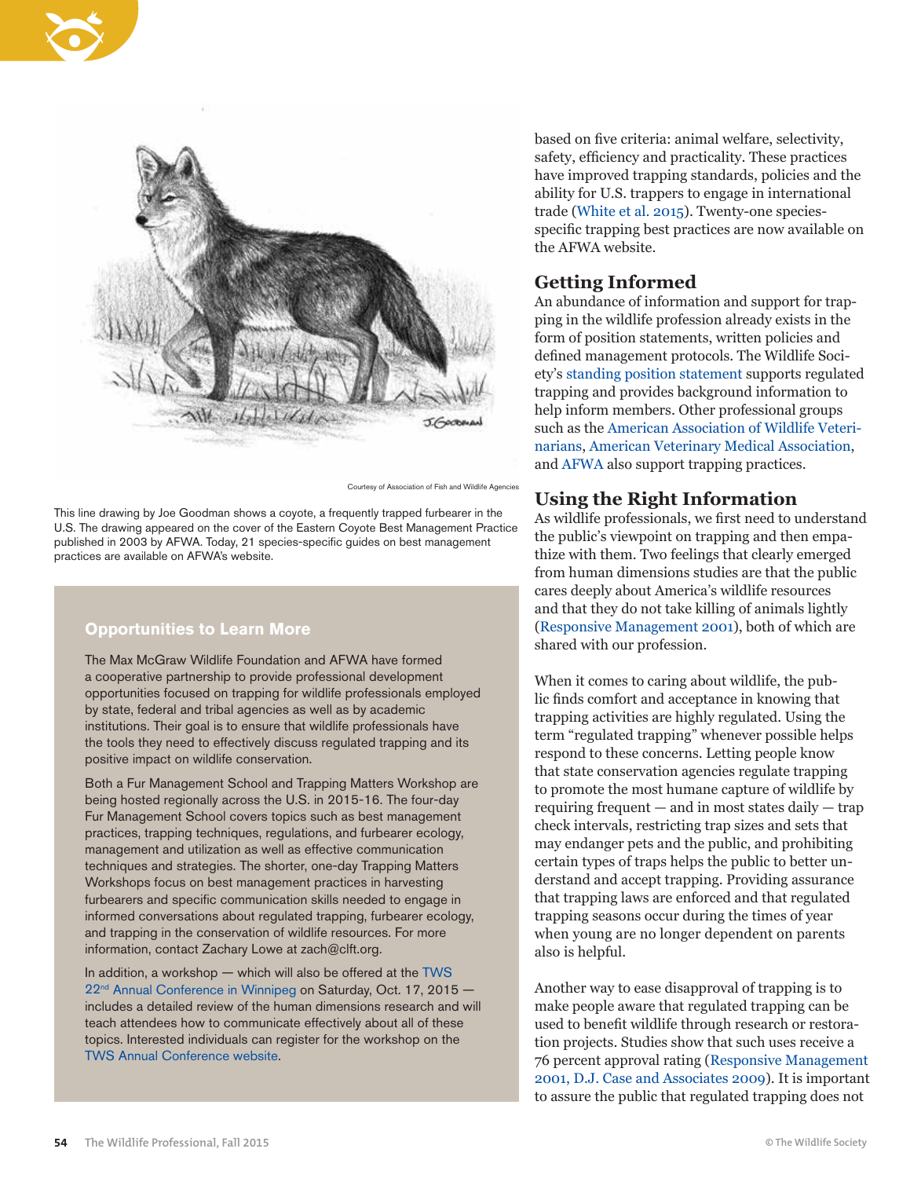Courtesy of Association of Fish and Wildlife Agencies

This line drawing by Joe Goodman shows a coyote, a frequently trapped furbearer in the U.S. The drawing appeared on the cover of the Eastern Coyote Best Management Practice published in 2003 by AFWA. Today, 21 species-specific guides on best management practices are available on AFWA's website.

### Opportunities to Learn More

The Max McGraw Wildlife Foundation and AFWA have formed a cooperative partnership to provide professional development opportunities focused on trapping for wildlife professionals employed by state, federal and tribal agencies as well as by academic institutions. Their goal is to ensure that wildlife professionals have the tools they need to effectively discuss regulated trapping and its positive impact on wildlife conservation.

Both a Fur Management School and Trapping Matters Workshop are being hosted regionally across the U.S. in 2015-16. The four-day Fur Management School covers topics such as best management practices, trapping techniques, regulations, and furbearer ecology, management and utilization as well as effective communication techniques and strategies. The shorter, one-day Trapping Matters Workshops focus on best management practices in harvesting furbearers and specific communication skills needed to engage in informed conversations about regulated trapping, furbearer ecology, and trapping in the conservation of wildlife resources. For more information, contact Zachary Lowe at zach@clft.org.

In addition, a workshop — which will also be offered at the TWS 22nd Annual Conference in Winnipeg on Saturday, Oct. 17, 2015 — includes a detailed review of the human dimensions research and will teach attendees how to communicate effectively about all of these topics. Interested individuals can register for the workshop on the TWS Annual Conference website.

based on five criteria: animal welfare, selectivity, safety, efficiency and practicality. These practices have improved trapping standards, policies and the ability for U.S. trappers to engage in international trade (White et al. 2015). Twenty-one species-specific trapping best practices are now available on the AFWA website.

## Getting Informed

An abundance of information and support for trapping in the wildlife profession already exists in the form of position statements, written policies and defined management protocols. The Wildlife Society's standing position statement supports regulated trapping and provides background information to help inform members. Other professional groups such as the American Association of Wildlife Veterinarians, American Veterinary Medical Association, and AFWA also support trapping practices.

## Using the Right Information

As wildlife professionals, we first need to understand the public's viewpoint on trapping and then empathize with them. Two feelings that clearly emerged from human dimensions studies are that the public cares deeply about America's wildlife resources and that they do not take killing of animals lightly (Responsive Management 2001), both of which are shared with our profession.

When it comes to caring about wildlife, the public finds comfort and acceptance in knowing that trapping activities are highly regulated. Using the term "regulated trapping" whenever possible helps respond to these concerns. Letting people know that state conservation agencies regulate trapping to promote the most humane capture of wildlife by requiring frequent — and in most states daily — trap check intervals, restricting trap sizes and sets that may endanger pets and the public, and prohibiting certain types of traps helps the public to better understand and accept trapping. Providing assurance that trapping laws are enforced and that regulated trapping seasons occur during the times of year when young are no longer dependent on parents also is helpful.

Another way to ease disapproval of trapping is to make people aware that regulated trapping can be used to benefit wildlife through research or restoration projects. Studies show that such uses receive a 76 percent approval rating (Responsive Management 2001, D.J. Case and Associates 2009). It is important to assure the public that regulated trapping does not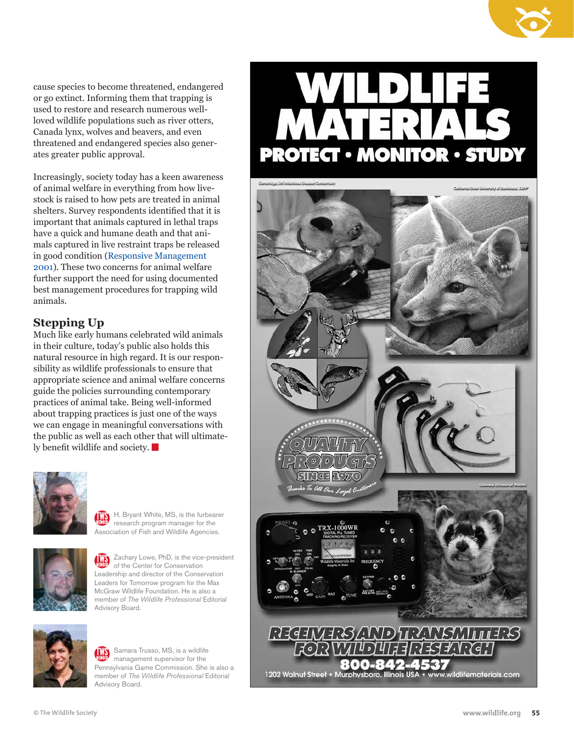cause species to become threatened, endangered or go extinct. Informing them that trapping is used to restore and research numerous well-loved wildlife populations such as river otters, Canada lynx, wolves and beavers, and even threatened and endangered species also generates greater public approval.

Increasingly, society today has a keen awareness of animal welfare in everything from how livestock is raised to how pets are treated in animal shelters. Survey respondents identified that it is important that animals captured in lethal traps have a quick and humane death and that animals captured in live restraint traps be released in good condition (Responsive Management 2001). These two concerns for animal welfare further support the need for using documented best management procedures for trapping wild animals.

## Stepping Up

Much like early humans celebrated wild animals in their culture, today's public also holds this natural resource in high regard. It is our responsibility as wildlife professionals to ensure that appropriate science and animal welfare concerns guide the policies surrounding contemporary practices of animal take. Being well-informed about trapping practices is just one of the ways we can engage in meaningful conversations with the public as well as each other that will ultimately benefit wildlife and society. ■

H. Bryant White, MS, is the furbearer research program manager for the Association of Fish and Wildlife Agencies.

Zachary Lowe, PhD, is the vice-president of the Center for Conservation Leadership and director of the Conservation Leaders for Tomorrow program for the Max McGraw Wildlife Foundation. He is also a member of *The Wildlife Professional* Editorial Advisory Board.

Samara Trusso, MS, is a wildlife management supervisor for the Pennsylvania Game Commission. She is also a member of *The Wildlife Professional* Editorial Advisory Board.

WILDLIFE MATERIALS

PROTECT • MONITOR • STUDY

QUALITY PRODUCTS SINCE 1970

Thanks To All Our Loyal Customers

RECEIVERS AND TRANSMITTERS FOR WILDLIFE RESEARCH

800-842-4537

1202 Walnut Street • Murphysboro, Illinois USA • www.wildlifematerials.com